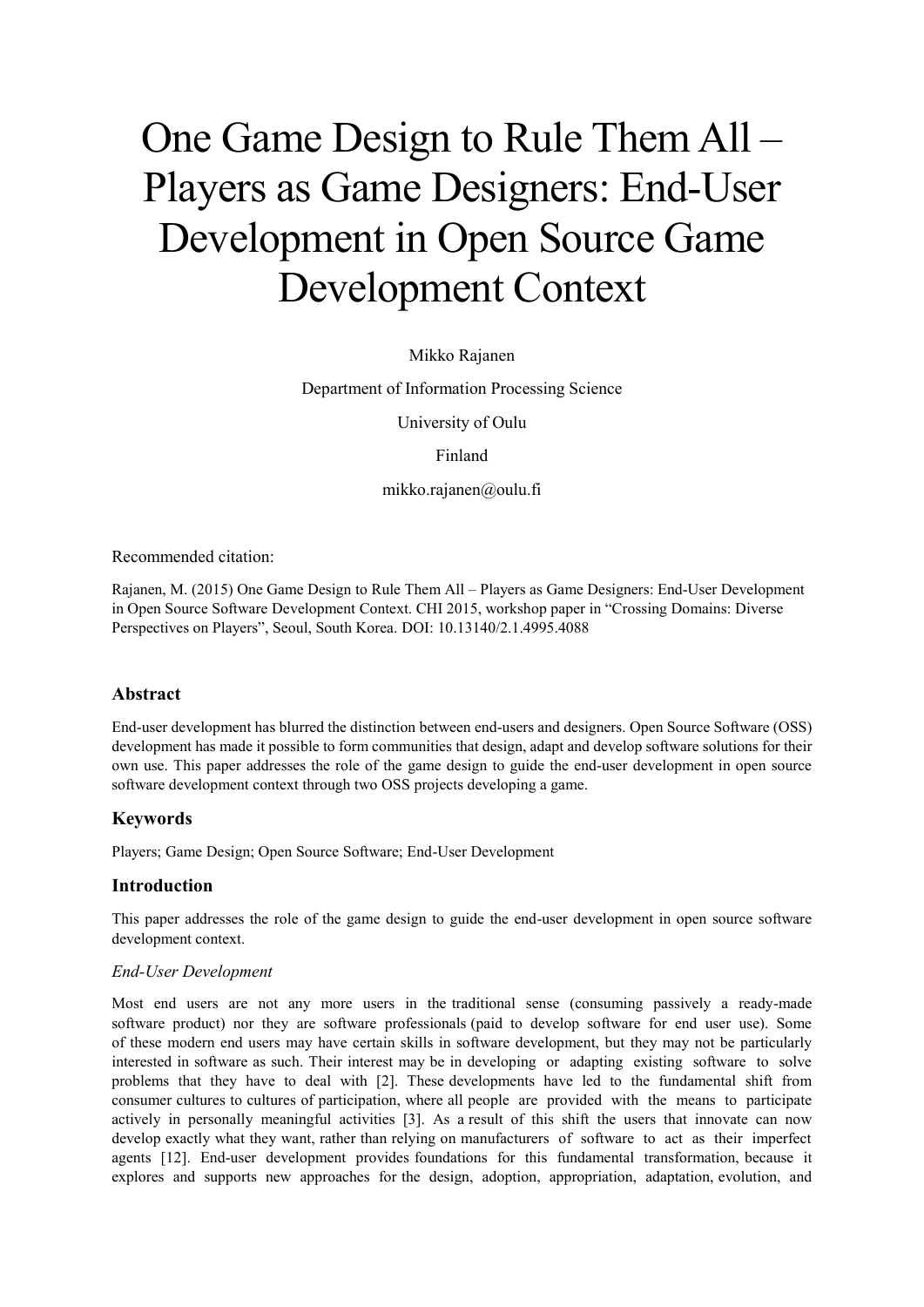# One Game Design to Rule Them All – Players as Game Designers: End-User Development in Open Source Game Development Context

Mikko Rajanen

Department of Information Processing Science

University of Oulu

Finland

mikko.rajanen@oulu.fi

Recommended citation:

Rajanen, M. (2015) One Game Design to Rule Them All – Players as Game Designers: End-User Development in Open Source Software Development Context. CHI 2015, workshop paper in "Crossing Domains: Diverse Perspectives on Players", Seoul, South Korea. DOI: 10.13140/2.1.4995.4088

## Abstract

End-user development has blurred the distinction between end-users and designers. Open Source Software (OSS) development has made it possible to form communities that design, adapt and develop software solutions for their own use. This paper addresses the role of the game design to guide the end-user development in open source software development context through two OSS projects developing a game.

## Keywords

Players; Game Design; Open Source Software; End-User Development

## Introduction

This paper addresses the role of the game design to guide the end-user development in open source software development context.

### *End-User Development*

Most end users are not any more users in the traditional sense (consuming passively a ready-made software product) nor they are software professionals (paid to develop software for end user use). Some of these modern end users may have certain skills in software development, but they may not be particularly interested in software as such. Their interest may be in developing or adapting existing software to solve problems that they have to deal with [2]. These developments have led to the fundamental shift from consumer cultures to cultures of participation, where all people are provided with the means to participate actively in personally meaningful activities [3]. As a result of this shift the users that innovate can now develop exactly what they want, rather than relying on manufacturers of software to act as their imperfect agents [12]. End-user development provides foundations for this fundamental transformation, because it explores and supports new approaches for the design, adoption, appropriation, adaptation, evolution, and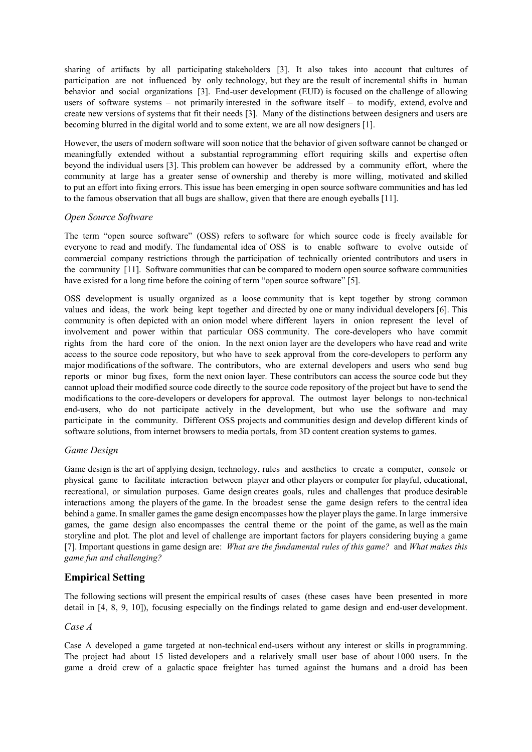sharing of artifacts by all participating stakeholders [3]. It also takes into account that cultures of participation are not influenced by only technology, but they are the result of incremental shifts in human behavior and social organizations [3]. End-user development (EUD) is focused on the challenge of allowing users of software systems – not primarily interested in the software itself – to modify, extend, evolve and create new versions of systems that fit their needs [3]. Many of the distinctions between designers and users are becoming blurred in the digital world and to some extent, we are all now designers [1].

However, the users of modern software will soon notice that the behavior of given software cannot be changed or meaningfully extended without a substantial reprogramming effort requiring skills and expertise often beyond the individual users [3]. This problem can however be addressed by a community effort, where the community at large has a greater sense of ownership and thereby is more willing, motivated and skilled to put an effort into fixing errors. This issue has been emerging in open source software communities and has led to the famous observation that all bugs are shallow, given that there are enough eyeballs [11].

### *Open Source Software*

The term "open source software" (OSS) refers to software for which source code is freely available for everyone to read and modify. The fundamental idea of OSS is to enable software to evolve outside of commercial company restrictions through the participation of technically oriented contributors and users in the community [11]. Software communities that can be compared to modern open source software communities have existed for a long time before the coining of term "open source software" [5].

OSS development is usually organized as a loose community that is kept together by strong common values and ideas, the work being kept together and directed by one or many individual developers [6]. This community is often depicted with an onion model where different layers in onion represent the level of involvement and power within that particular OSS community. The core-developers who have commit rights from the hard core of the onion. In the next onion layer are the developers who have read and write access to the source code repository, but who have to seek approval from the core-developers to perform any major modifications of the software. The contributors, who are external developers and users who send bug reports or minor bug fixes, form the next onion layer. These contributors can access the source code but they cannot upload their modified source code directly to the source code repository of the project but have to send the modifications to the core-developers or developers for approval. The outmost layer belongs to non-technical end-users, who do not participate actively in the development, but who use the software and may participate in the community. Different OSS projects and communities design and develop different kinds of software solutions, from internet browsers to media portals, from 3D content creation systems to games.

### *Game Design*

Game design is the art of applying design, technology, rules and aesthetics to create a computer, console or physical game to facilitate interaction between player and other players or computer for playful, educational, recreational, or simulation purposes. Game design creates goals, rules and challenges that produce desirable interactions among the players of the game. In the broadest sense the game design refers to the central idea behind a game. In smaller games the game design encompasses how the player plays the game. In large immersive games, the game design also encompasses the central theme or the point of the game, as well as the main storyline and plot. The plot and level of challenge are important factors for players considering buying a game [7]. Important questions in game design are: *What are the fundamental rules of this game?* and *What makes this game fun and challenging?*

## Empirical Setting

The following sections will present the empirical results of cases (these cases have been presented in more detail in [4, 8, 9, 10]), focusing especially on the findings related to game design and end-user development.

### *Case A*

Case A developed a game targeted at non-technical end-users without any interest or skills in programming. The project had about 15 listed developers and a relatively small user base of about 1000 users. In the game a droid crew of a galactic space freighter has turned against the humans and a droid has been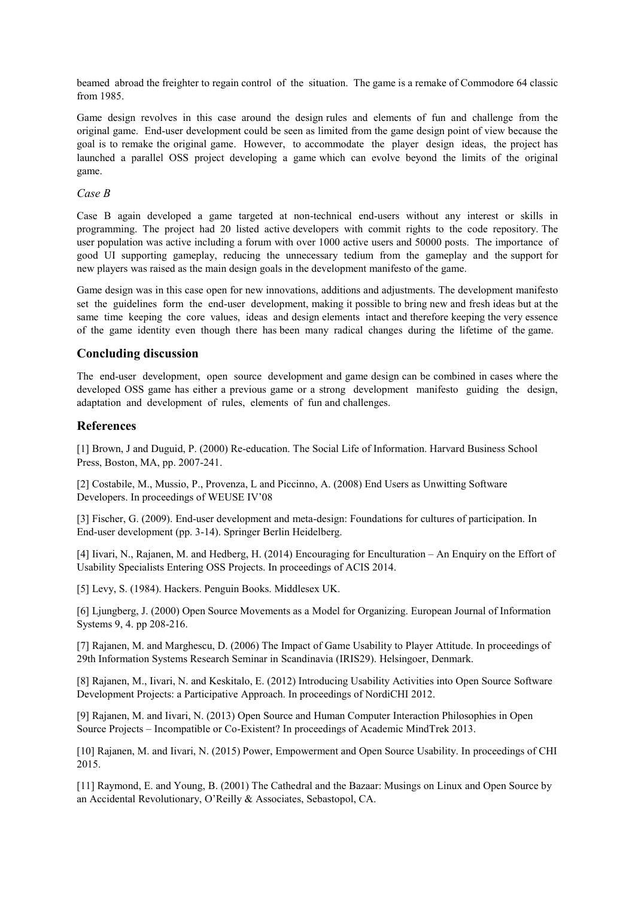beamed abroad the freighter to regain control of the situation. The game is a remake of Commodore 64 classic from 1985.

Game design revolves in this case around the design rules and elements of fun and challenge from the original game. End-user development could be seen as limited from the game design point of view because the goal is to remake the original game. However, to accommodate the player design ideas, the project has launched a parallel OSS project developing a game which can evolve beyond the limits of the original game.

*Case B*

Case B again developed a game targeted at non-technical end-users without any interest or skills in programming. The project had 20 listed active developers with commit rights to the code repository. The user population was active including a forum with over 1000 active users and 50000 posts. The importance of good UI supporting gameplay, reducing the unnecessary tedium from the gameplay and the support for new players was raised as the main design goals in the development manifesto of the game.

Game design was in this case open for new innovations, additions and adjustments. The development manifesto set the guidelines form the end-user development, making it possible to bring new and fresh ideas but at the same time keeping the core values, ideas and design elements intact and therefore keeping the very essence of the game identity even though there has been many radical changes during the lifetime of the game.

## Concluding discussion

The end-user development, open source development and game design can be combined in cases where the developed OSS game has either a previous game or a strong development manifesto guiding the design, adaptation and development of rules, elements of fun and challenges.

## References

[1] Brown, J and Duguid, P. (2000) Re-education. The Social Life of Information. Harvard Business School Press, Boston, MA, pp. 2007-241.

[2] Costabile, M., Mussio, P., Provenza, L and Piccinno, A. (2008) End Users as Unwitting Software Developers. In proceedings of WEUSE IV'08

[3] Fischer, G. (2009). End-user development and meta-design: Foundations for cultures of participation. In End-user development (pp. 3-14). Springer Berlin Heidelberg.

[4] Iivari, N., Rajanen, M. and Hedberg, H. (2014) Encouraging for Enculturation – An Enquiry on the Effort of Usability Specialists Entering OSS Projects. In proceedings of ACIS 2014.

[5] Levy, S. (1984). Hackers. Penguin Books. Middlesex UK.

[6] Ljungberg, J. (2000) Open Source Movements as a Model for Organizing. European Journal of Information Systems 9, 4. pp 208-216.

[7] Rajanen, M. and Marghescu, D. (2006) The Impact of Game Usability to Player Attitude. In proceedings of 29th Information Systems Research Seminar in Scandinavia (IRIS29). Helsingoer, Denmark.

[8] Rajanen, M., Iivari, N. and Keskitalo, E. (2012) Introducing Usability Activities into Open Source Software Development Projects: a Participative Approach. In proceedings of NordiCHI 2012.

[9] Rajanen, M. and Iivari, N. (2013) Open Source and Human Computer Interaction Philosophies in Open Source Projects – Incompatible or Co-Existent? In proceedings of Academic MindTrek 2013.

[10] Rajanen, M. and Iivari, N. (2015) Power, Empowerment and Open Source Usability. In proceedings of CHI 2015.

[11] Raymond, E. and Young, B. (2001) The Cathedral and the Bazaar: Musings on Linux and Open Source by an Accidental Revolutionary, O'Reilly & Associates, Sebastopol, CA.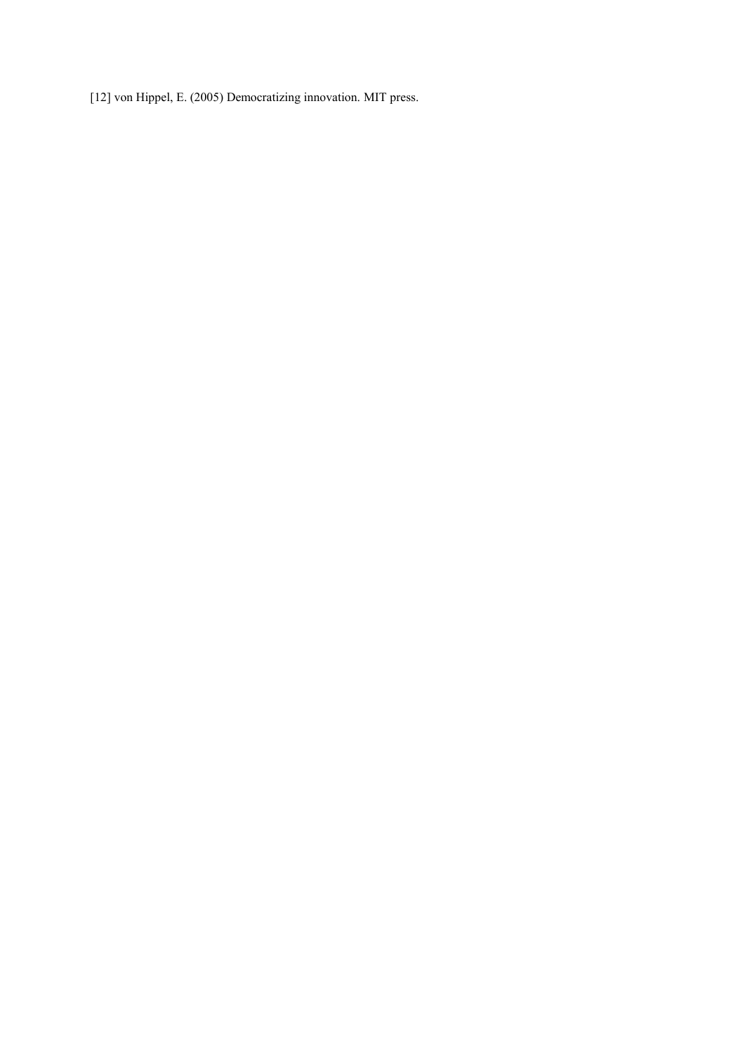[12] von Hippel, E. (2005) Democratizing innovation. MIT press.